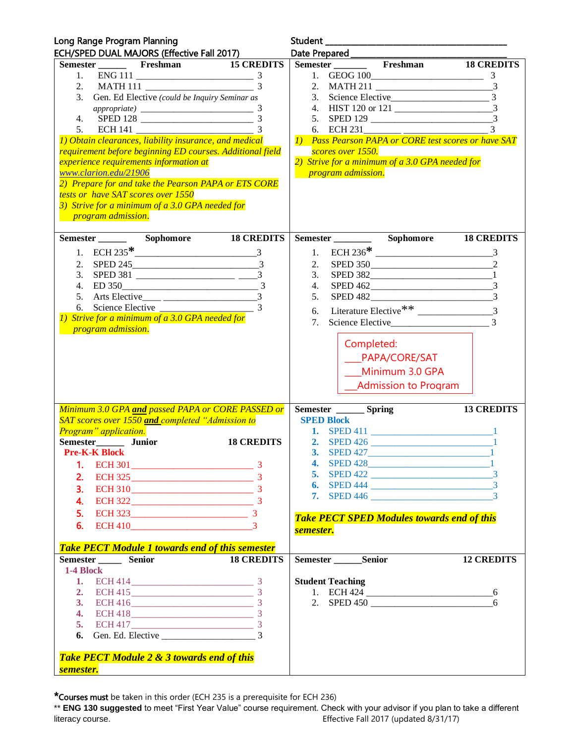**Long Range Program Planning**
**ECH/SPED DUAL MAJORS (Effective Fall 2017)**

Student ________________________________
Date Prepared ___________________________

---

**Semester ______ Freshman — 15 CREDITS**

1. ENG 111 ______________________ 3
2. MATH 111 ______________________ 3
3. Gen. Ed Elective *(could be Inquiry Seminar as appropriate)* ______________________ 3
4. SPED 128 ______________________ 3
5. ECH 141 ______________________ 3

*1) Obtain clearances, liability insurance, and medical requirement before beginning ED courses. Additional field experience requirements information at www.clarion.edu/21906*
*2) Prepare for and take the Pearson PAPA or ETS CORE tests or have SAT scores over 1550*
*3) Strive for a minimum of a 3.0 GPA needed for program admission.*

**Semester ______ Freshman — 18 CREDITS**

1. GEOG 100______________________ 3
2. MATH 211 ______________________ 3
3. Science Elective______________________ 3
4. HIST 120 or 121 ______________________ 3
5. SPED 129 ______________________ 3
6. ECH 231________ ______________ 3

*1) Pass Pearson PAPA or CORE test scores or have SAT scores over 1550.*
*2) Strive for a minimum of a 3.0 GPA needed for program admission.*

---

**Semester ______ Sophomore — 18 CREDITS**

1. ECH 235* ______________________ 3
2. SPED 245______________________ 3
3. SPED 381 ______________________ 3
4. ED 350______________________ 3
5. Arts Elective____ ______________________ 3
6. Science Elective ______________________ 3

*1) Strive for a minimum of a 3.0 GPA needed for program admission.*

**Semester ______ Sophomore — 18 CREDITS**

1. ECH 236* ______________________ 3
2. SPED 350______________________ 2
3. SPED 382______________________ 1
4. SPED 462______________________ 3
5. SPED 482______________________ 3
6. Literature Elective** ______________________ 3
7. Science Elective______________________ 3

Completed:
___PAPA/CORE/SAT
___Minimum 3.0 GPA
___Admission to Program

---

*Minimum 3.0 GPA **and** passed PAPA or CORE PASSED or SAT scores over 1550 **and** completed "Admission to Program" application.*

**Semester______ Junior — 18 CREDITS**

**Pre-K-K Block**

1. ECH 301______________________ 3
2. ECH 325______________________ 3
3. ECH 310______________________ 3
4. ECH 322______________________ 3
5. ECH 323______________________ 3
6. ECH 410______________________ 3

***Take PECT Module 1 towards end of this semester***

**Semester ______ Spring — 13 CREDITS**

**SPED Block**

1. SPED 411 ______________________ 1
2. SPED 426 ______________________ 1
3. SPED 427______________________ 1
4. SPED 428______________________ 1
5. SPED 422 ______________________ 3
6. SPED 444 ______________________ 3
7. SPED 446 ______________________ 3

***Take PECT SPED Modules towards end of this semester.***

---

**Semester ______ Senior — 18 CREDITS**

**1-4 Block**

1. ECH 414______________________ 3
2. ECH 415______________________ 3
3. ECH 416______________________ 3
4. ECH 418______________________ 3
5. ECH 417______________________ 3
6. Gen. Ed. Elective ______________________ 3

***Take PECT Module 2 & 3 towards end of this semester.***

**Semester ______Senior — 12 CREDITS**

**Student Teaching**

1. ECH 424 ______________________ 6
2. SPED 450 ______________________ 6

---

***Courses must** be taken in this order (ECH 235 is a prerequisite for ECH 236)

\*\* **ENG 130 suggested** to meet "First Year Value" course requirement. Check with your advisor if you plan to take a different literacy course.

Effective Fall 2017 (updated 8/31/17)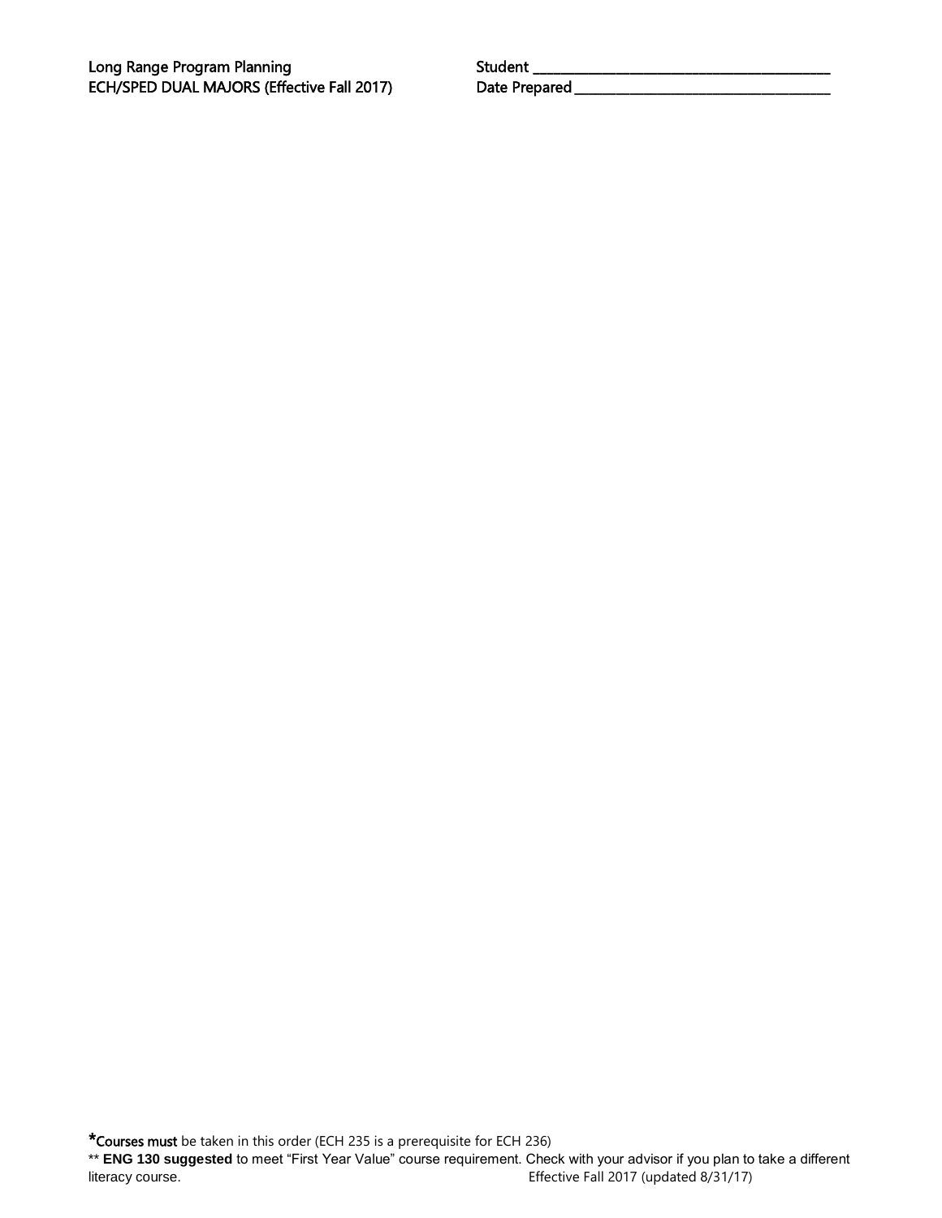Long Range Program Planning
ECH/SPED DUAL MAJORS (Effective Fall 2017)

Student ____________________________________________
Date Prepared _______________________________________

***Courses must** be taken in this order (ECH 235 is a prerequisite for ECH 236)

** **ENG 130 suggested** to meet "First Year Value" course requirement. Check with your advisor if you plan to take a different literacy course.

Effective Fall 2017 (updated 8/31/17)